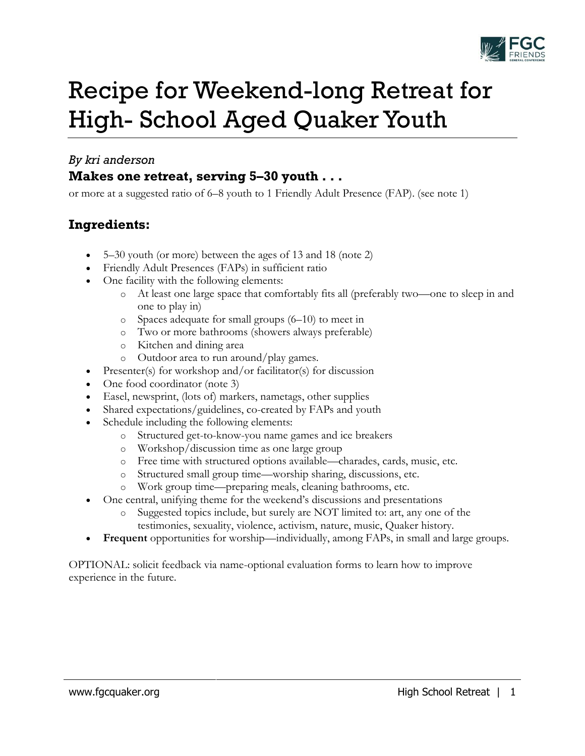# Recipe for Weekend-long Retreat for High- School Aged Quaker Youth

*By kri anderson*

### Makes one retreat, serving 5–30 youth . . .

or more at a suggested ratio of 6–8 youth to 1 Friendly Adult Presence (FAP). (see note 1)

### Ingredients:

- 5–30 youth (or more) between the ages of 13 and 18 (note 2)
- Friendly Adult Presences (FAPs) in sufficient ratio
- One facility with the following elements:
  - At least one large space that comfortably fits all (preferably two—one to sleep in and one to play in)
  - Spaces adequate for small groups (6–10) to meet in
  - Two or more bathrooms (showers always preferable)
  - Kitchen and dining area
  - Outdoor area to run around/play games.
- Presenter(s) for workshop and/or facilitator(s) for discussion
- One food coordinator (note 3)
- Easel, newsprint, (lots of) markers, nametags, other supplies
- Shared expectations/guidelines, co-created by FAPs and youth
- Schedule including the following elements:
  - Structured get-to-know-you name games and ice breakers
  - Workshop/discussion time as one large group
  - Free time with structured options available—charades, cards, music, etc.
  - Structured small group time—worship sharing, discussions, etc.
  - Work group time—preparing meals, cleaning bathrooms, etc.
- One central, unifying theme for the weekend's discussions and presentations
  - Suggested topics include, but surely are NOT limited to: art, any one of the testimonies, sexuality, violence, activism, nature, music, Quaker history.
- **Frequent** opportunities for worship—individually, among FAPs, in small and large groups.

OPTIONAL: solicit feedback via name-optional evaluation forms to learn how to improve experience in the future.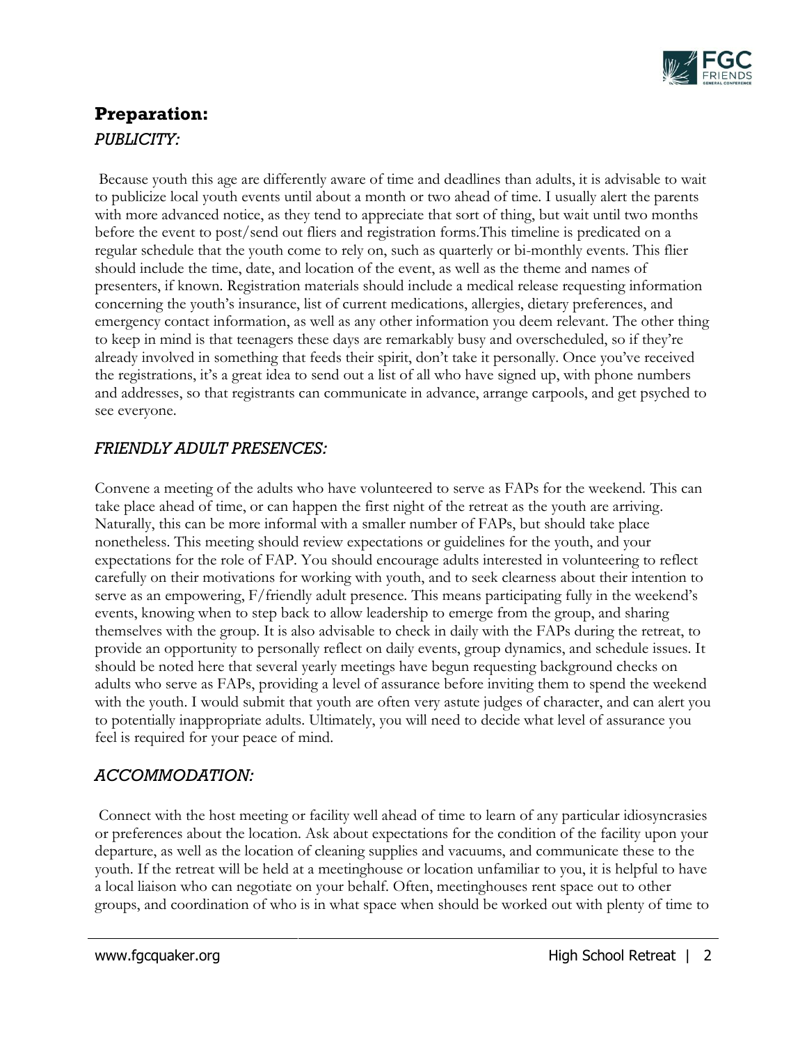## Preparation:

### *PUBLICITY:*

Because youth this age are differently aware of time and deadlines than adults, it is advisable to wait to publicize local youth events until about a month or two ahead of time. I usually alert the parents with more advanced notice, as they tend to appreciate that sort of thing, but wait until two months before the event to post/send out fliers and registration forms.This timeline is predicated on a regular schedule that the youth come to rely on, such as quarterly or bi-monthly events. This flier should include the time, date, and location of the event, as well as the theme and names of presenters, if known. Registration materials should include a medical release requesting information concerning the youth's insurance, list of current medications, allergies, dietary preferences, and emergency contact information, as well as any other information you deem relevant. The other thing to keep in mind is that teenagers these days are remarkably busy and overscheduled, so if they're already involved in something that feeds their spirit, don't take it personally. Once you've received the registrations, it's a great idea to send out a list of all who have signed up, with phone numbers and addresses, so that registrants can communicate in advance, arrange carpools, and get psyched to see everyone.

### *FRIENDLY ADULT PRESENCES:*

Convene a meeting of the adults who have volunteered to serve as FAPs for the weekend. This can take place ahead of time, or can happen the first night of the retreat as the youth are arriving. Naturally, this can be more informal with a smaller number of FAPs, but should take place nonetheless. This meeting should review expectations or guidelines for the youth, and your expectations for the role of FAP. You should encourage adults interested in volunteering to reflect carefully on their motivations for working with youth, and to seek clearness about their intention to serve as an empowering, F/friendly adult presence. This means participating fully in the weekend's events, knowing when to step back to allow leadership to emerge from the group, and sharing themselves with the group. It is also advisable to check in daily with the FAPs during the retreat, to provide an opportunity to personally reflect on daily events, group dynamics, and schedule issues. It should be noted here that several yearly meetings have begun requesting background checks on adults who serve as FAPs, providing a level of assurance before inviting them to spend the weekend with the youth. I would submit that youth are often very astute judges of character, and can alert you to potentially inappropriate adults. Ultimately, you will need to decide what level of assurance you feel is required for your peace of mind.

### *ACCOMMODATION:*

Connect with the host meeting or facility well ahead of time to learn of any particular idiosyncrasies or preferences about the location. Ask about expectations for the condition of the facility upon your departure, as well as the location of cleaning supplies and vacuums, and communicate these to the youth. If the retreat will be held at a meetinghouse or location unfamiliar to you, it is helpful to have a local liaison who can negotiate on your behalf. Often, meetinghouses rent space out to other groups, and coordination of who is in what space when should be worked out with plenty of time to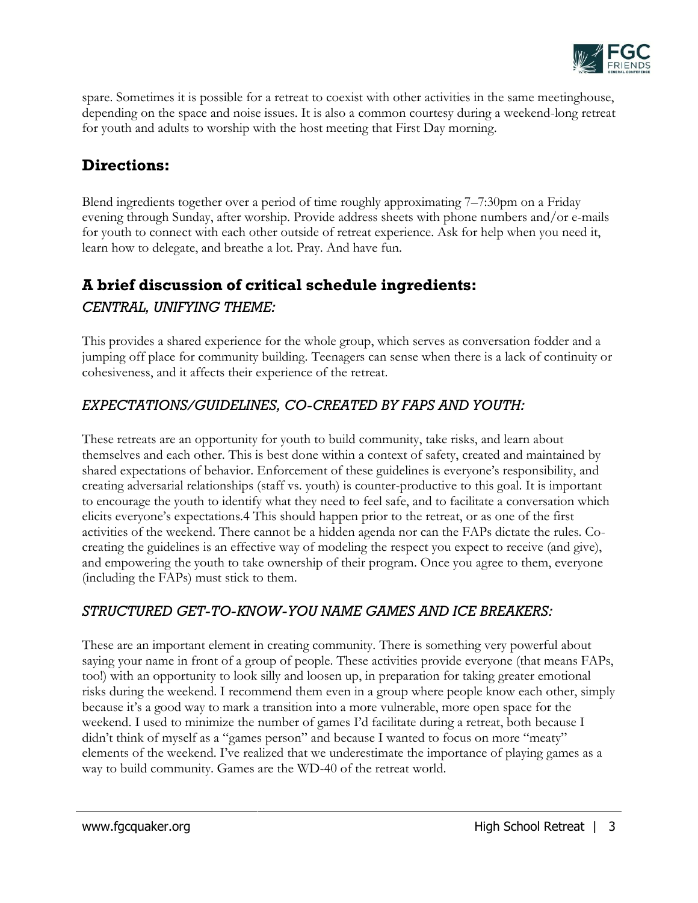spare. Sometimes it is possible for a retreat to coexist with other activities in the same meetinghouse, depending on the space and noise issues. It is also a common courtesy during a weekend-long retreat for youth and adults to worship with the host meeting that First Day morning.

## Directions:

Blend ingredients together over a period of time roughly approximating 7–7:30pm on a Friday evening through Sunday, after worship. Provide address sheets with phone numbers and/or e-mails for youth to connect with each other outside of retreat experience. Ask for help when you need it, learn how to delegate, and breathe a lot. Pray. And have fun.

## A brief discussion of critical schedule ingredients:

### *CENTRAL, UNIFYING THEME:*

This provides a shared experience for the whole group, which serves as conversation fodder and a jumping off place for community building. Teenagers can sense when there is a lack of continuity or cohesiveness, and it affects their experience of the retreat.

### *EXPECTATIONS/GUIDELINES, CO-CREATED BY FAPS AND YOUTH:*

These retreats are an opportunity for youth to build community, take risks, and learn about themselves and each other. This is best done within a context of safety, created and maintained by shared expectations of behavior. Enforcement of these guidelines is everyone's responsibility, and creating adversarial relationships (staff vs. youth) is counter-productive to this goal. It is important to encourage the youth to identify what they need to feel safe, and to facilitate a conversation which elicits everyone's expectations.[4] This should happen prior to the retreat, or as one of the first activities of the weekend. There cannot be a hidden agenda nor can the FAPs dictate the rules. Co-creating the guidelines is an effective way of modeling the respect you expect to receive (and give), and empowering the youth to take ownership of their program. Once you agree to them, everyone (including the FAPs) must stick to them.

### *STRUCTURED GET-TO-KNOW-YOU NAME GAMES AND ICE BREAKERS:*

These are an important element in creating community. There is something very powerful about saying your name in front of a group of people. These activities provide everyone (that means FAPs, too!) with an opportunity to look silly and loosen up, in preparation for taking greater emotional risks during the weekend. I recommend them even in a group where people know each other, simply because it's a good way to mark a transition into a more vulnerable, more open space for the weekend. I used to minimize the number of games I'd facilitate during a retreat, both because I didn't think of myself as a "games person" and because I wanted to focus on more "meaty" elements of the weekend. I've realized that we underestimate the importance of playing games as a way to build community. Games are the WD-40 of the retreat world.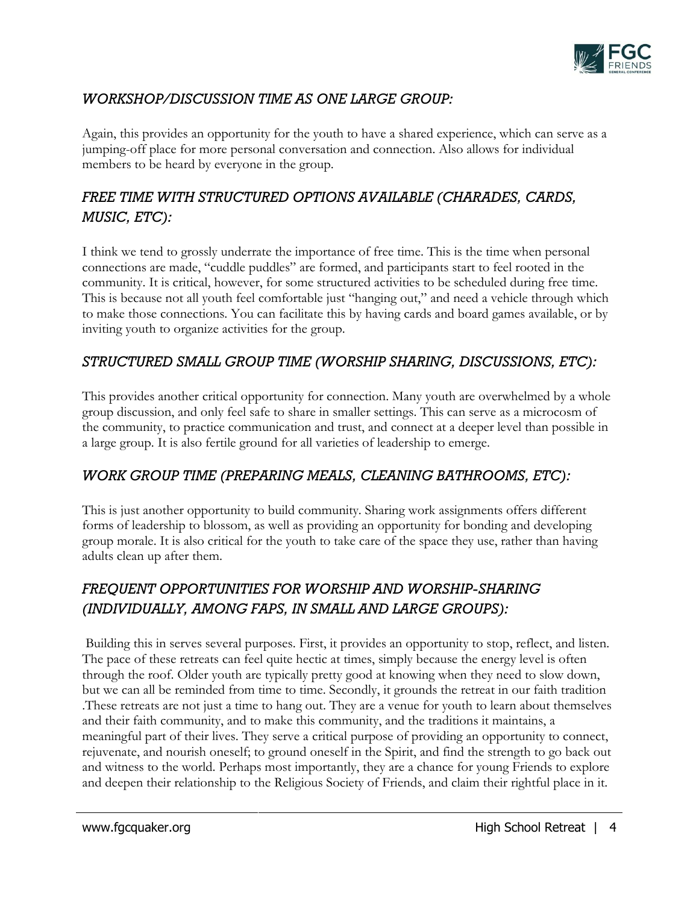### *WORKSHOP/DISCUSSION TIME AS ONE LARGE GROUP:*

Again, this provides an opportunity for the youth to have a shared experience, which can serve as a jumping-off place for more personal conversation and connection. Also allows for individual members to be heard by everyone in the group.

### *FREE TIME WITH STRUCTURED OPTIONS AVAILABLE (CHARADES, CARDS, MUSIC, ETC):*

I think we tend to grossly underrate the importance of free time. This is the time when personal connections are made, "cuddle puddles" are formed, and participants start to feel rooted in the community. It is critical, however, for some structured activities to be scheduled during free time. This is because not all youth feel comfortable just "hanging out," and need a vehicle through which to make those connections. You can facilitate this by having cards and board games available, or by inviting youth to organize activities for the group.

### *STRUCTURED SMALL GROUP TIME (WORSHIP SHARING, DISCUSSIONS, ETC):*

This provides another critical opportunity for connection. Many youth are overwhelmed by a whole group discussion, and only feel safe to share in smaller settings. This can serve as a microcosm of the community, to practice communication and trust, and connect at a deeper level than possible in a large group. It is also fertile ground for all varieties of leadership to emerge.

### *WORK GROUP TIME (PREPARING MEALS, CLEANING BATHROOMS, ETC):*

This is just another opportunity to build community. Sharing work assignments offers different forms of leadership to blossom, as well as providing an opportunity for bonding and developing group morale. It is also critical for the youth to take care of the space they use, rather than having adults clean up after them.

### *FREQUENT OPPORTUNITIES FOR WORSHIP AND WORSHIP-SHARING (INDIVIDUALLY, AMONG FAPS, IN SMALL AND LARGE GROUPS):*

Building this in serves several purposes. First, it provides an opportunity to stop, reflect, and listen. The pace of these retreats can feel quite hectic at times, simply because the energy level is often through the roof. Older youth are typically pretty good at knowing when they need to slow down, but we can all be reminded from time to time. Secondly, it grounds the retreat in our faith tradition .These retreats are not just a time to hang out. They are a venue for youth to learn about themselves and their faith community, and to make this community, and the traditions it maintains, a meaningful part of their lives. They serve a critical purpose of providing an opportunity to connect, rejuvenate, and nourish oneself; to ground oneself in the Spirit, and find the strength to go back out and witness to the world. Perhaps most importantly, they are a chance for young Friends to explore and deepen their relationship to the Religious Society of Friends, and claim their rightful place in it.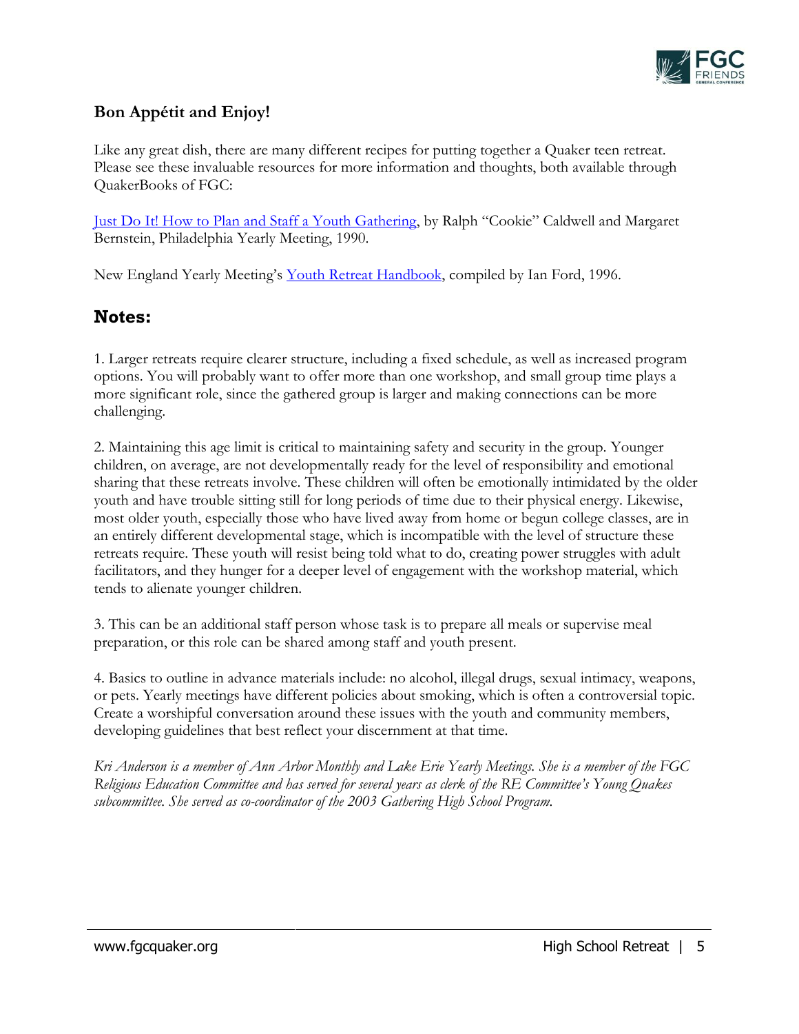### Bon Appétit and Enjoy!

Like any great dish, there are many different recipes for putting together a Quaker teen retreat. Please see these invaluable resources for more information and thoughts, both available through QuakerBooks of FGC:

Just Do It! How to Plan and Staff a Youth Gathering, by Ralph "Cookie" Caldwell and Margaret Bernstein, Philadelphia Yearly Meeting, 1990.

New England Yearly Meeting's Youth Retreat Handbook, compiled by Ian Ford, 1996.

## Notes:

1. Larger retreats require clearer structure, including a fixed schedule, as well as increased program options. You will probably want to offer more than one workshop, and small group time plays a more significant role, since the gathered group is larger and making connections can be more challenging.

2. Maintaining this age limit is critical to maintaining safety and security in the group. Younger children, on average, are not developmentally ready for the level of responsibility and emotional sharing that these retreats involve. These children will often be emotionally intimidated by the older youth and have trouble sitting still for long periods of time due to their physical energy. Likewise, most older youth, especially those who have lived away from home or begun college classes, are in an entirely different developmental stage, which is incompatible with the level of structure these retreats require. These youth will resist being told what to do, creating power struggles with adult facilitators, and they hunger for a deeper level of engagement with the workshop material, which tends to alienate younger children.

3. This can be an additional staff person whose task is to prepare all meals or supervise meal preparation, or this role can be shared among staff and youth present.

4. Basics to outline in advance materials include: no alcohol, illegal drugs, sexual intimacy, weapons, or pets. Yearly meetings have different policies about smoking, which is often a controversial topic. Create a worshipful conversation around these issues with the youth and community members, developing guidelines that best reflect your discernment at that time.

*Kri Anderson is a member of Ann Arbor Monthly and Lake Erie Yearly Meetings. She is a member of the FGC Religious Education Committee and has served for several years as clerk of the RE Committee's Young Quakes subcommittee. She served as co-coordinator of the 2003 Gathering High School Program.*